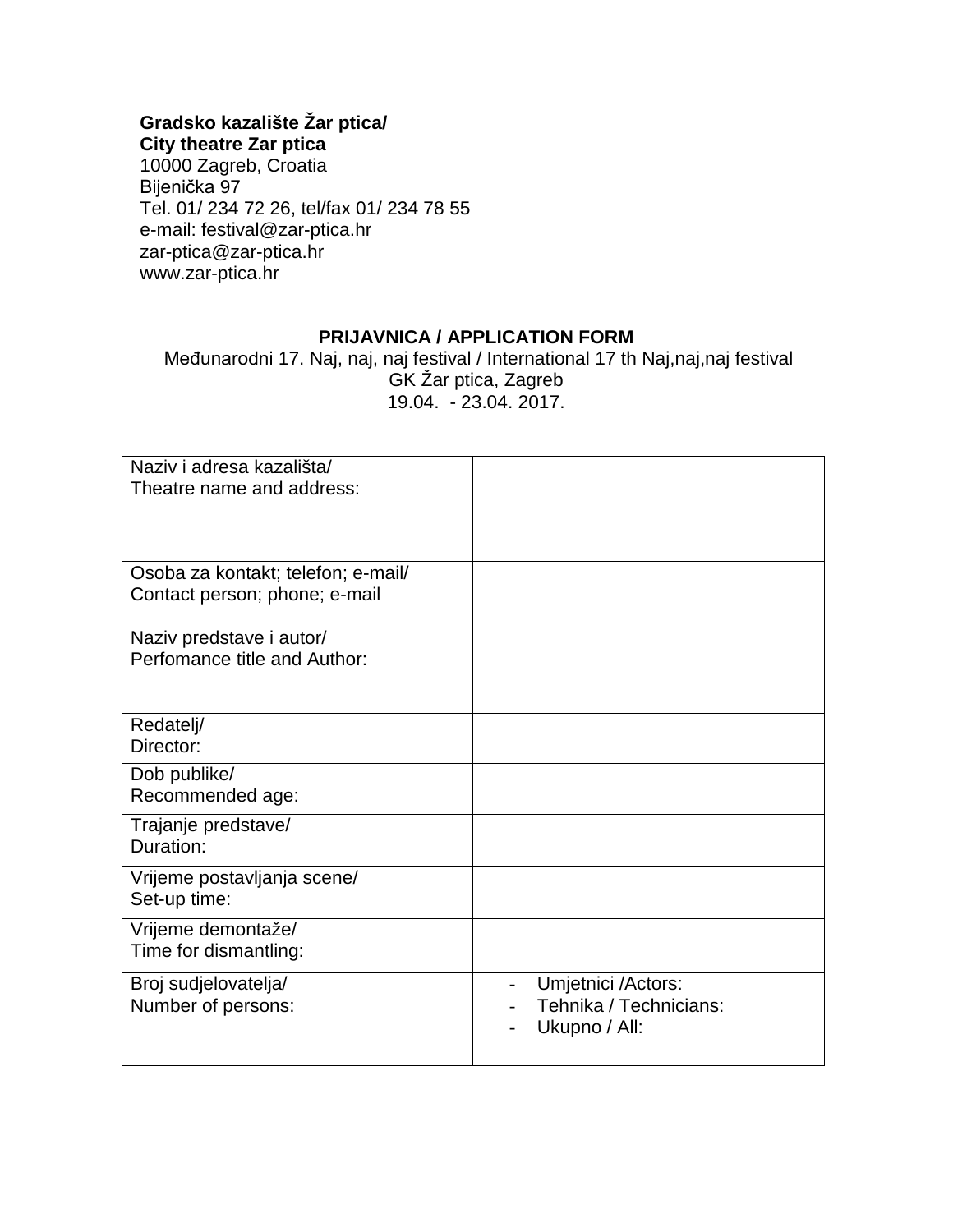**Gradsko kazalište Žar ptica/**
**City theatre Zar ptica**
10000 Zagreb, Croatia
Bijenička 97
Tel. 01/ 234 72 26, tel/fax 01/ 234 78 55
e-mail: festival@zar-ptica.hr
zar-ptica@zar-ptica.hr
www.zar-ptica.hr

**PRIJAVNICA / APPLICATION FORM**

Međunarodni 17. Naj, naj, naj festival / International 17 th Naj,naj,naj festival
GK Žar ptica, Zagreb
19.04. - 23.04. 2017.

| | |
|---|---|
| Naziv i adresa kazališta/<br>Theatre name and address: | |
| Osoba za kontakt; telefon; e-mail/<br>Contact person; phone; e-mail | |
| Naziv predstave i autor/<br>Perfomance title and Author: | |
| Redatelj/<br>Director: | |
| Dob publike/<br>Recommended age: | |
| Trajanje predstave/<br>Duration: | |
| Vrijeme postavljanja scene/<br>Set-up time: | |
| Vrijeme demontaže/<br>Time for dismantling: | |
| Broj sudjelovatelja/<br>Number of persons: | - Umjetnici /Actors:<br>- Tehnika / Technicians:<br>- Ukupno / All: |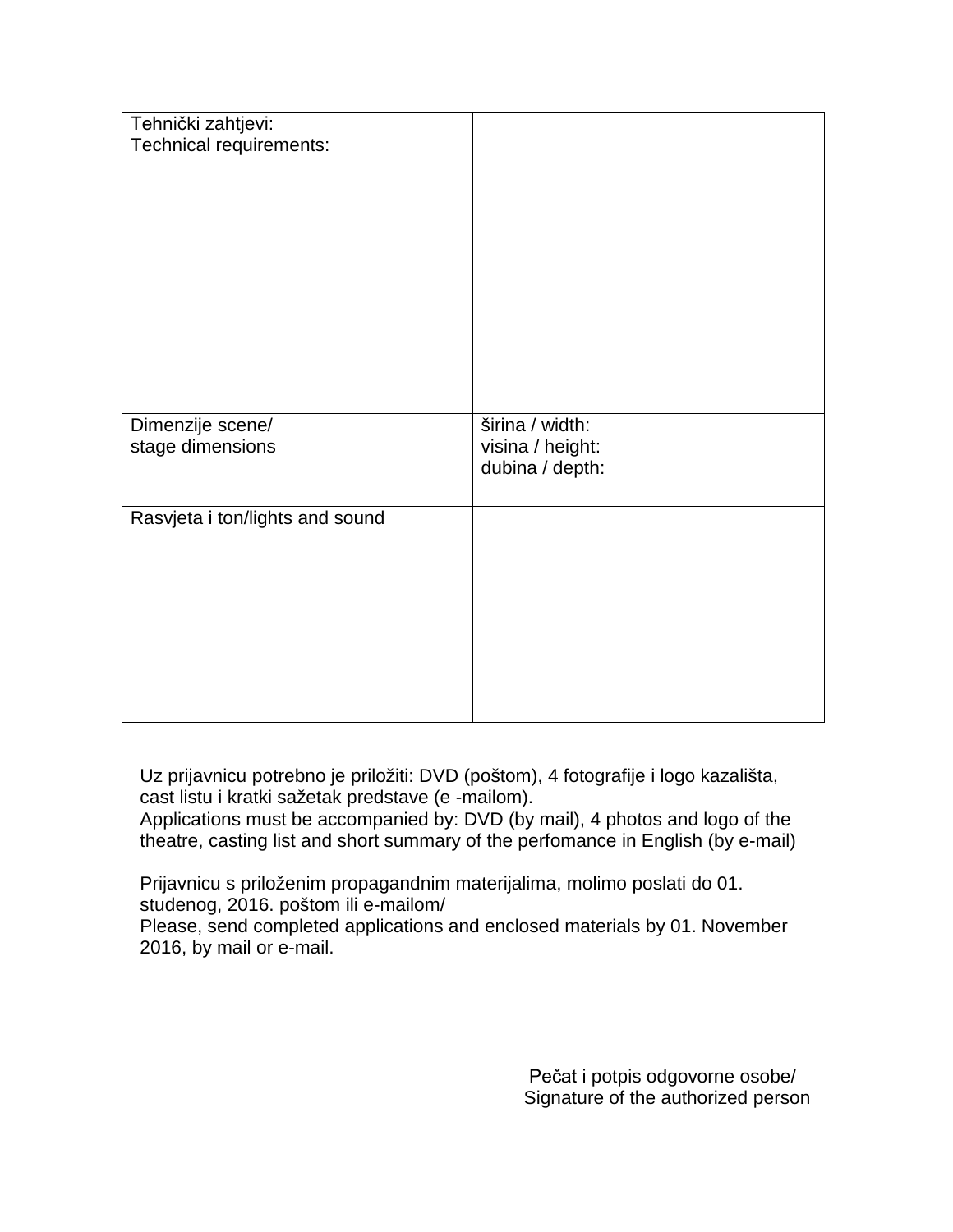| | |
|---|---|
| Tehnički zahtjevi:<br>Technical requirements: | |
| Dimenzije scene/<br>stage dimensions | širina / width:<br>visina / height:<br>dubina / depth: |
| Rasvjeta i ton/lights and sound | |

Uz prijavnicu potrebno je priložiti: DVD (poštom), 4 fotografije i logo kazališta, cast listu i kratki sažetak predstave (e -mailom).
Applications must be accompanied by: DVD (by mail), 4 photos and logo of the theatre, casting list and short summary of the perfomance in English (by e-mail)

Prijavnicu s priloženim propagandnim materijalima, molimo poslati do 01. studenog, 2016. poštom ili e-mailom/
Please, send completed applications and enclosed materials by 01. November 2016, by mail or e-mail.

Pečat i potpis odgovorne osobe/
Signature of the authorized person